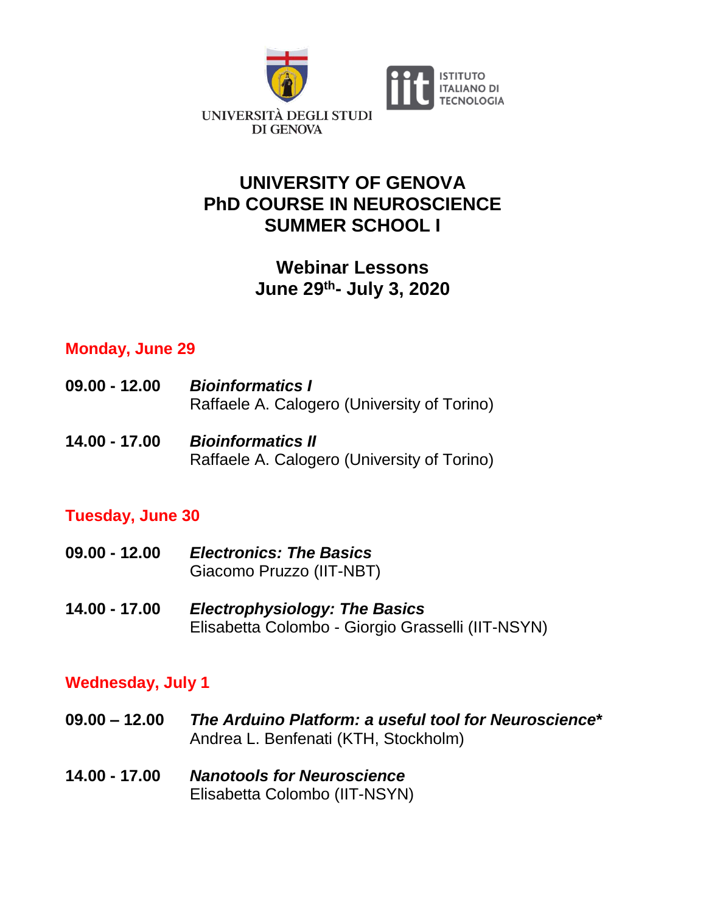UNIVERSITÀ DEGLI STUDI DI GENOVA

ISTITUTO ITALIANO DI TECNOLOGIA

# UNIVERSITY OF GENOVA
# PhD COURSE IN NEUROSCIENCE
# SUMMER SCHOOL I

## Webinar Lessons
## June 29th- July 3, 2020

### Monday, June 29

**09.00 - 12.00** ***Bioinformatics I***
Raffaele A. Calogero (University of Torino)

**14.00 - 17.00** ***Bioinformatics II***
Raffaele A. Calogero (University of Torino)

### Tuesday, June 30

**09.00 - 12.00** ***Electronics: The Basics***
Giacomo Pruzzo (IIT-NBT)

**14.00 - 17.00** ***Electrophysiology: The Basics***
Elisabetta Colombo - Giorgio Grasselli (IIT-NSYN)

### Wednesday, July 1

**09.00 – 12.00** ***The Arduino Platform: a useful tool for Neuroscience****
Andrea L. Benfenati (KTH, Stockholm)

**14.00 - 17.00** ***Nanotools for Neuroscience***
Elisabetta Colombo (IIT-NSYN)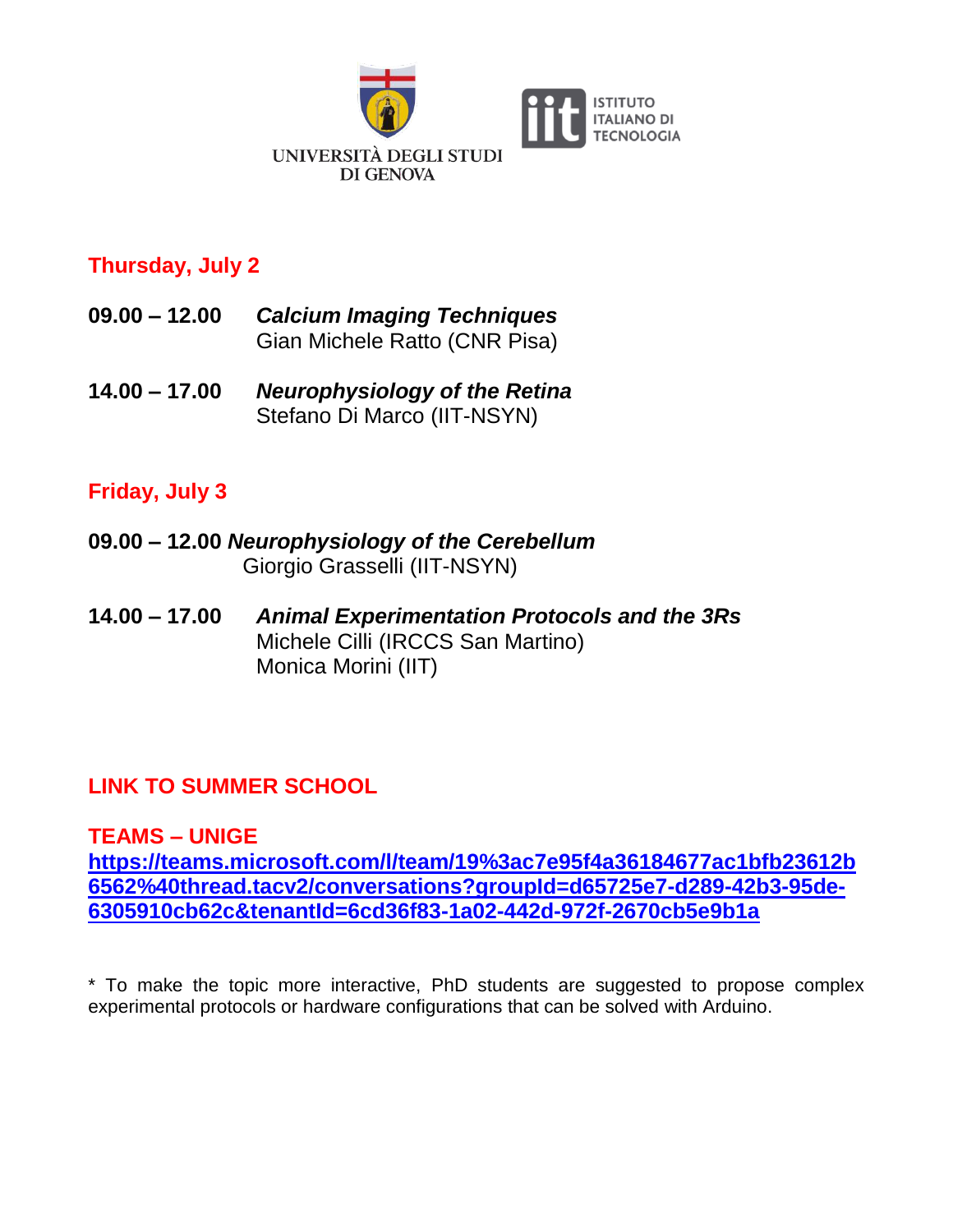UNIVERSITÀ DEGLI STUDI DI GENOVA

ISTITUTO ITALIANO DI TECNOLOGIA

## Thursday, July 2

**09.00 – 12.00** ***Calcium Imaging Techniques***
Gian Michele Ratto (CNR Pisa)

**14.00 – 17.00** ***Neurophysiology of the Retina***
Stefano Di Marco (IIT-NSYN)

## Friday, July 3

**09.00 – 12.00** ***Neurophysiology of the Cerebellum***
Giorgio Grasselli (IIT-NSYN)

**14.00 – 17.00** ***Animal Experimentation Protocols and the 3Rs***
Michele Cilli (IRCCS San Martino)
Monica Morini (IIT)

## LINK TO SUMMER SCHOOL

**TEAMS – UNIGE**
**https://teams.microsoft.com/l/team/19%3ac7e95f4a36184677ac1bfb23612b6562%40thread.tacv2/conversations?groupId=d65725e7-d289-42b3-95de-6305910cb62c&tenantId=6cd36f83-1a02-442d-972f-2670cb5e9b1a**

* To make the topic more interactive, PhD students are suggested to propose complex experimental protocols or hardware configurations that can be solved with Arduino.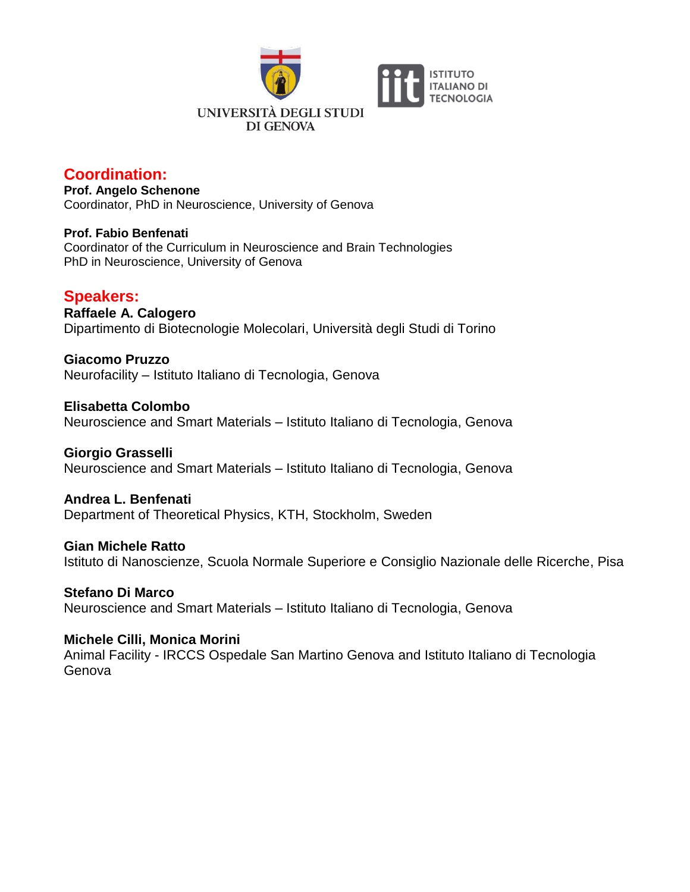UNIVERSITÀ DEGLI STUDI DI GENOVA

ISTITUTO ITALIANO DI TECNOLOGIA

## Coordination:

**Prof. Angelo Schenone**
Coordinator, PhD in Neuroscience, University of Genova

**Prof. Fabio Benfenati**
Coordinator of the Curriculum in Neuroscience and Brain Technologies
PhD in Neuroscience, University of Genova

## Speakers:

**Raffaele A. Calogero**
Dipartimento di Biotecnologie Molecolari, Università degli Studi di Torino

**Giacomo Pruzzo**
Neurofacility – Istituto Italiano di Tecnologia, Genova

**Elisabetta Colombo**
Neuroscience and Smart Materials – Istituto Italiano di Tecnologia, Genova

**Giorgio Grasselli**
Neuroscience and Smart Materials – Istituto Italiano di Tecnologia, Genova

**Andrea L. Benfenati**
Department of Theoretical Physics, KTH, Stockholm, Sweden

**Gian Michele Ratto**
Istituto di Nanoscienze, Scuola Normale Superiore e Consiglio Nazionale delle Ricerche, Pisa

**Stefano Di Marco**
Neuroscience and Smart Materials – Istituto Italiano di Tecnologia, Genova

**Michele Cilli, Monica Morini**
Animal Facility - IRCCS Ospedale San Martino Genova and Istituto Italiano di Tecnologia Genova